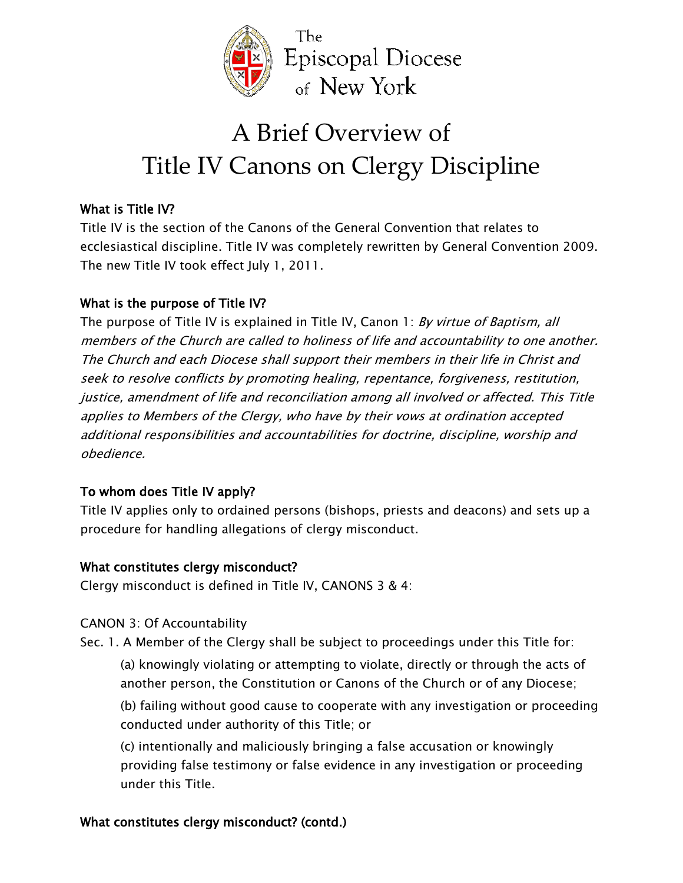The Episcopal Diocese of New York

# A Brief Overview of Title IV Canons on Clergy Discipline

**What is Title IV?**

Title IV is the section of the Canons of the General Convention that relates to ecclesiastical discipline. Title IV was completely rewritten by General Convention 2009. The new Title IV took effect July 1, 2011.

**What is the purpose of Title IV?**

The purpose of Title IV is explained in Title IV, Canon 1: *By virtue of Baptism, all members of the Church are called to holiness of life and accountability to one another. The Church and each Diocese shall support their members in their life in Christ and seek to resolve conflicts by promoting healing, repentance, forgiveness, restitution, justice, amendment of life and reconciliation among all involved or affected. This Title applies to Members of the Clergy, who have by their vows at ordination accepted additional responsibilities and accountabilities for doctrine, discipline, worship and obedience.*

**To whom does Title IV apply?**

Title IV applies only to ordained persons (bishops, priests and deacons) and sets up a procedure for handling allegations of clergy misconduct.

**What constitutes clergy misconduct?**

Clergy misconduct is defined in Title IV, CANONS 3 & 4:

CANON 3: Of Accountability

Sec. 1. A Member of the Clergy shall be subject to proceedings under this Title for:

(a) knowingly violating or attempting to violate, directly or through the acts of another person, the Constitution or Canons of the Church or of any Diocese;

(b) failing without good cause to cooperate with any investigation or proceeding conducted under authority of this Title; or

(c) intentionally and maliciously bringing a false accusation or knowingly providing false testimony or false evidence in any investigation or proceeding under this Title.

**What constitutes clergy misconduct? (contd.)**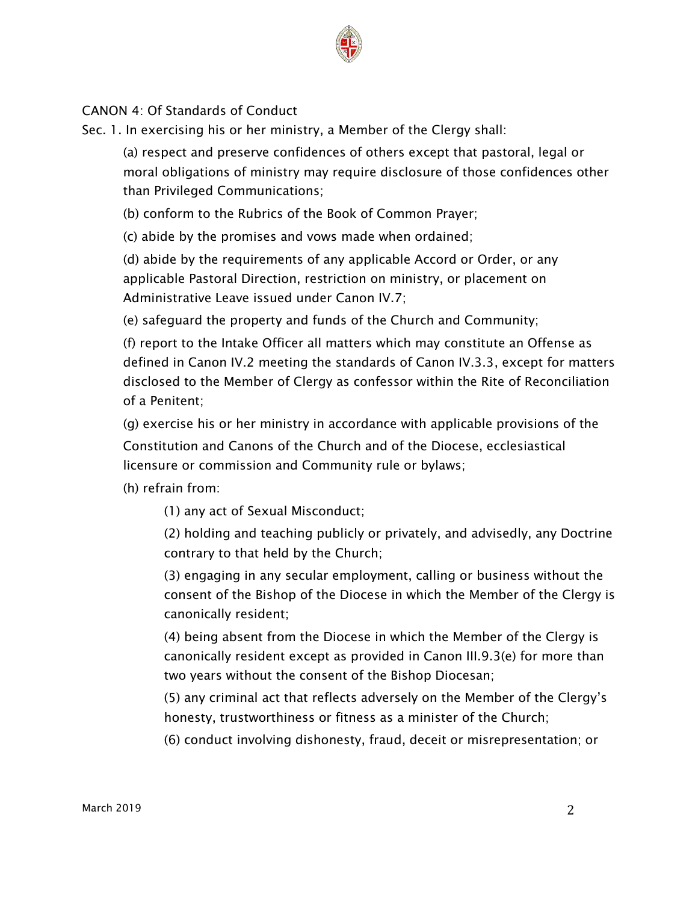CANON 4: Of Standards of Conduct

Sec. 1. In exercising his or her ministry, a Member of the Clergy shall:

(a) respect and preserve confidences of others except that pastoral, legal or moral obligations of ministry may require disclosure of those confidences other than Privileged Communications;

(b) conform to the Rubrics of the Book of Common Prayer;

(c) abide by the promises and vows made when ordained;

(d) abide by the requirements of any applicable Accord or Order, or any applicable Pastoral Direction, restriction on ministry, or placement on Administrative Leave issued under Canon IV.7;

(e) safeguard the property and funds of the Church and Community;

(f) report to the Intake Officer all matters which may constitute an Offense as defined in Canon IV.2 meeting the standards of Canon IV.3.3, except for matters disclosed to the Member of Clergy as confessor within the Rite of Reconciliation of a Penitent;

(g) exercise his or her ministry in accordance with applicable provisions of the Constitution and Canons of the Church and of the Diocese, ecclesiastical licensure or commission and Community rule or bylaws;

(h) refrain from:

(1) any act of Sexual Misconduct;

(2) holding and teaching publicly or privately, and advisedly, any Doctrine contrary to that held by the Church;

(3) engaging in any secular employment, calling or business without the consent of the Bishop of the Diocese in which the Member of the Clergy is canonically resident;

(4) being absent from the Diocese in which the Member of the Clergy is canonically resident except as provided in Canon III.9.3(e) for more than two years without the consent of the Bishop Diocesan;

(5) any criminal act that reflects adversely on the Member of the Clergy's honesty, trustworthiness or fitness as a minister of the Church;

(6) conduct involving dishonesty, fraud, deceit or misrepresentation; or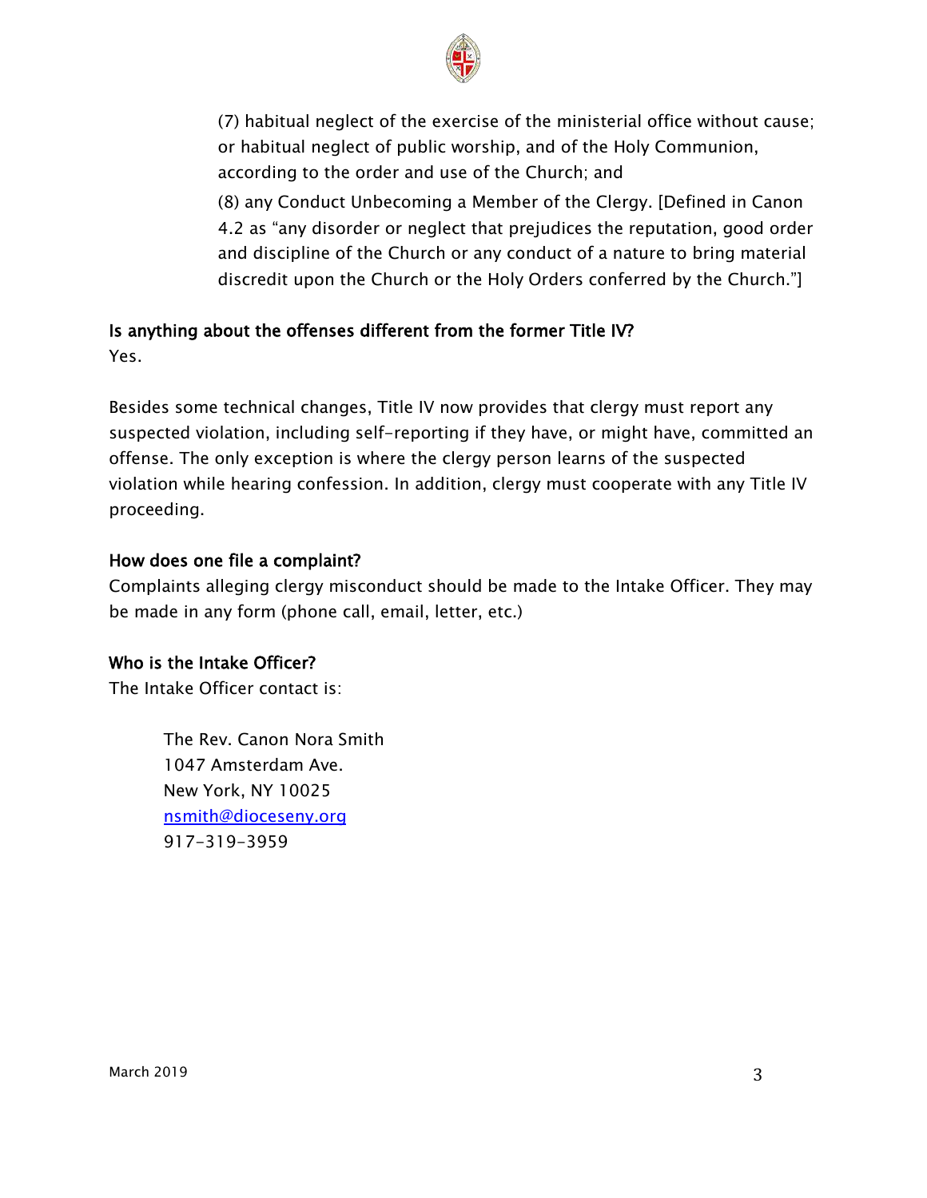(7) habitual neglect of the exercise of the ministerial office without cause; or habitual neglect of public worship, and of the Holy Communion, according to the order and use of the Church; and

(8) any Conduct Unbecoming a Member of the Clergy. [Defined in Canon 4.2 as "any disorder or neglect that prejudices the reputation, good order and discipline of the Church or any conduct of a nature to bring material discredit upon the Church or the Holy Orders conferred by the Church."]

### Is anything about the offenses different from the former Title IV?

Yes.

Besides some technical changes, Title IV now provides that clergy must report any suspected violation, including self-reporting if they have, or might have, committed an offense. The only exception is where the clergy person learns of the suspected violation while hearing confession. In addition, clergy must cooperate with any Title IV proceeding.

### How does one file a complaint?

Complaints alleging clergy misconduct should be made to the Intake Officer. They may be made in any form (phone call, email, letter, etc.)

### Who is the Intake Officer?

The Intake Officer contact is:

The Rev. Canon Nora Smith
1047 Amsterdam Ave.
New York, NY 10025
nsmith@dioceseny.org
917-319-3959

March 2019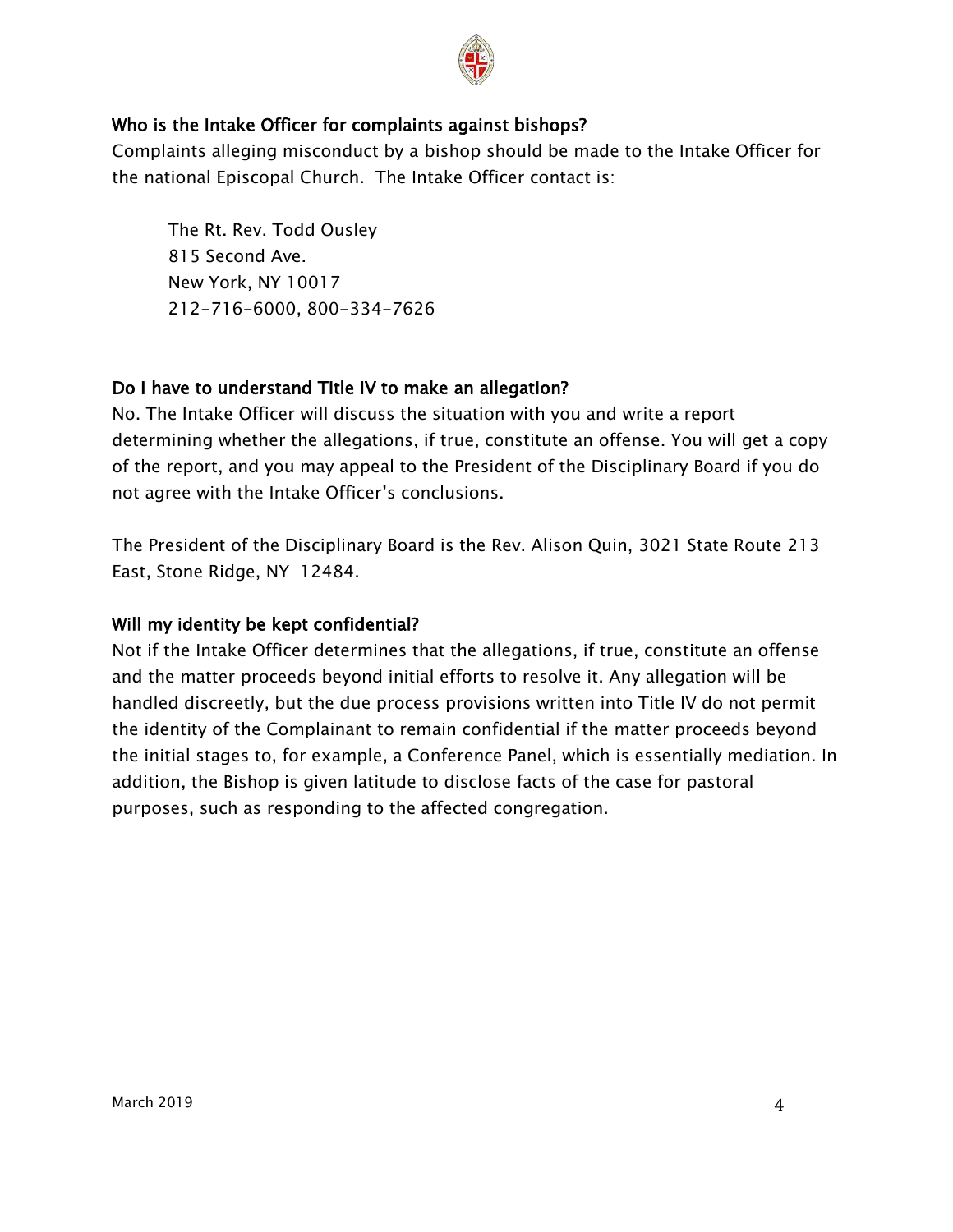### Who is the Intake Officer for complaints against bishops?

Complaints alleging misconduct by a bishop should be made to the Intake Officer for the national Episcopal Church. The Intake Officer contact is:

The Rt. Rev. Todd Ousley
815 Second Ave.
New York, NY 10017
212-716-6000, 800-334-7626

### Do I have to understand Title IV to make an allegation?

No. The Intake Officer will discuss the situation with you and write a report determining whether the allegations, if true, constitute an offense. You will get a copy of the report, and you may appeal to the President of the Disciplinary Board if you do not agree with the Intake Officer's conclusions.

The President of the Disciplinary Board is the Rev. Alison Quin, 3021 State Route 213 East, Stone Ridge, NY 12484.

### Will my identity be kept confidential?

Not if the Intake Officer determines that the allegations, if true, constitute an offense and the matter proceeds beyond initial efforts to resolve it. Any allegation will be handled discreetly, but the due process provisions written into Title IV do not permit the identity of the Complainant to remain confidential if the matter proceeds beyond the initial stages to, for example, a Conference Panel, which is essentially mediation. In addition, the Bishop is given latitude to disclose facts of the case for pastoral purposes, such as responding to the affected congregation.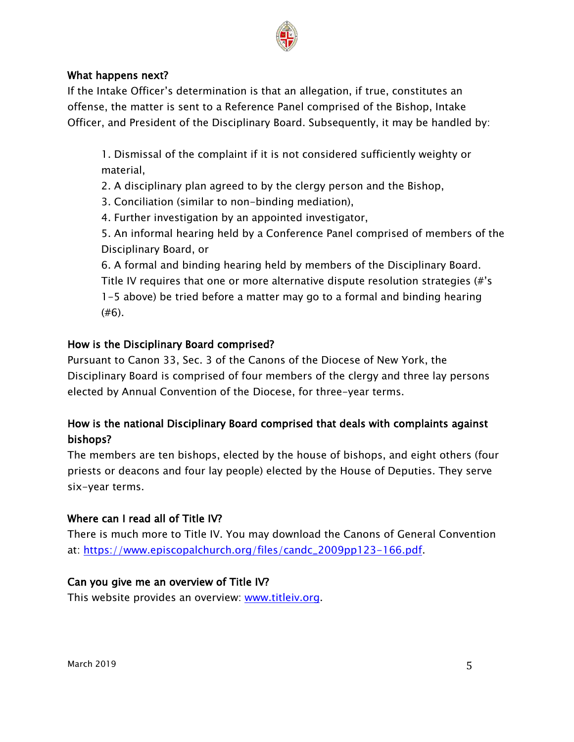**What happens next?**

If the Intake Officer's determination is that an allegation, if true, constitutes an offense, the matter is sent to a Reference Panel comprised of the Bishop, Intake Officer, and President of the Disciplinary Board. Subsequently, it may be handled by:

1. Dismissal of the complaint if it is not considered sufficiently weighty or material,
2. A disciplinary plan agreed to by the clergy person and the Bishop,
3. Conciliation (similar to non-binding mediation),
4. Further investigation by an appointed investigator,
5. An informal hearing held by a Conference Panel comprised of members of the Disciplinary Board, or
6. A formal and binding hearing held by members of the Disciplinary Board. Title IV requires that one or more alternative dispute resolution strategies (#'s 1-5 above) be tried before a matter may go to a formal and binding hearing (#6).

**How is the Disciplinary Board comprised?**

Pursuant to Canon 33, Sec. 3 of the Canons of the Diocese of New York, the Disciplinary Board is comprised of four members of the clergy and three lay persons elected by Annual Convention of the Diocese, for three-year terms.

**How is the national Disciplinary Board comprised that deals with complaints against bishops?**

The members are ten bishops, elected by the house of bishops, and eight others (four priests or deacons and four lay people) elected by the House of Deputies. They serve six-year terms.

**Where can I read all of Title IV?**

There is much more to Title IV. You may download the Canons of General Convention at: https://www.episcopalchurch.org/files/candc_2009pp123-166.pdf.

**Can you give me an overview of Title IV?**

This website provides an overview: www.titleiv.org.

March 2019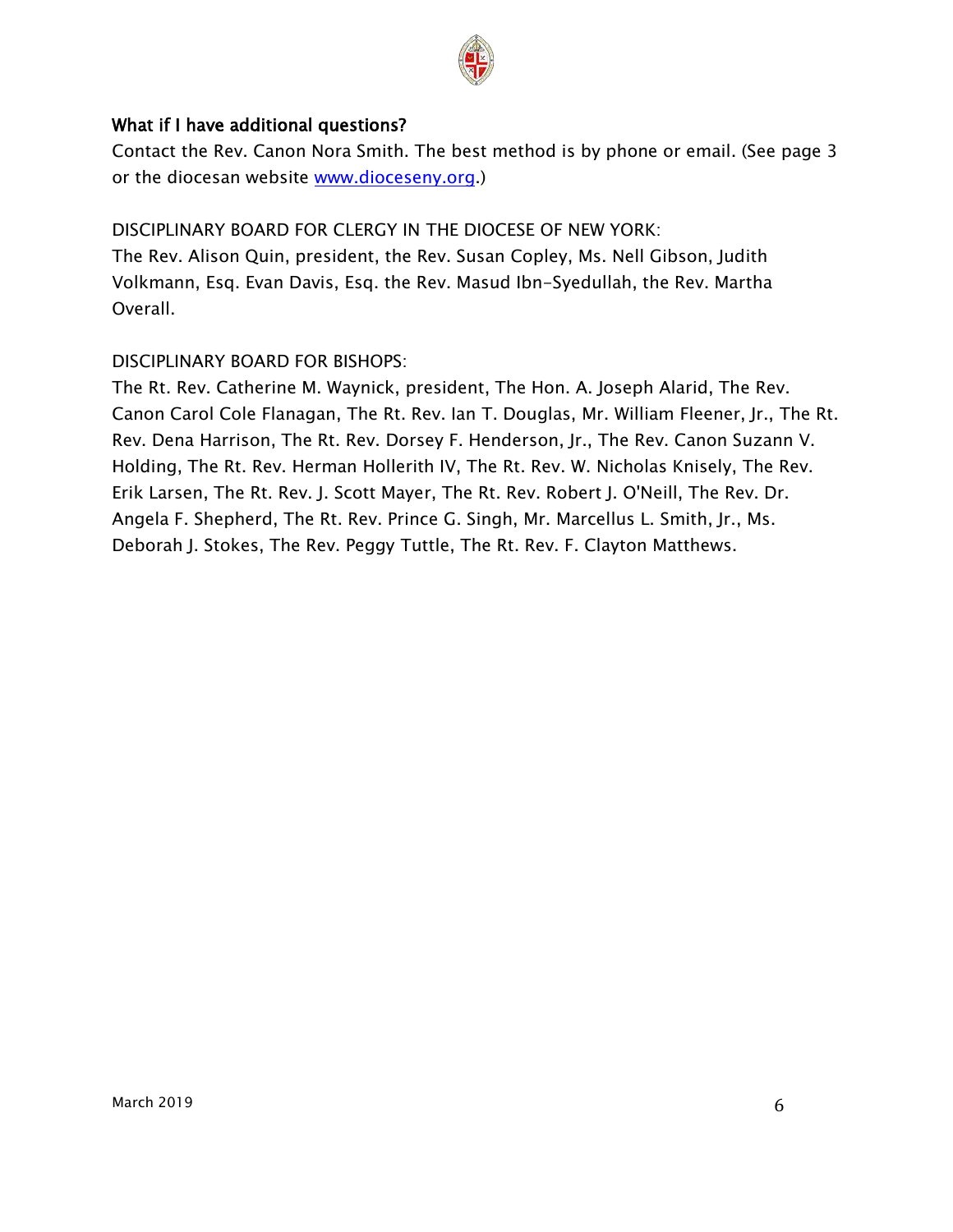### What if I have additional questions?

Contact the Rev. Canon Nora Smith. The best method is by phone or email. (See page 3 or the diocesan website [www.dioceseny.org](http://www.dioceseny.org).)

DISCIPLINARY BOARD FOR CLERGY IN THE DIOCESE OF NEW YORK:
The Rev. Alison Quin, president, the Rev. Susan Copley, Ms. Nell Gibson, Judith Volkmann, Esq. Evan Davis, Esq. the Rev. Masud Ibn-Syedullah, the Rev. Martha Overall.

DISCIPLINARY BOARD FOR BISHOPS:
The Rt. Rev. Catherine M. Waynick, president, The Hon. A. Joseph Alarid, The Rev. Canon Carol Cole Flanagan, The Rt. Rev. Ian T. Douglas, Mr. William Fleener, Jr., The Rt. Rev. Dena Harrison, The Rt. Rev. Dorsey F. Henderson, Jr., The Rev. Canon Suzann V. Holding, The Rt. Rev. Herman Hollerith IV, The Rt. Rev. W. Nicholas Knisely, The Rev. Erik Larsen, The Rt. Rev. J. Scott Mayer, The Rt. Rev. Robert J. O'Neill, The Rev. Dr. Angela F. Shepherd, The Rt. Rev. Prince G. Singh, Mr. Marcellus L. Smith, Jr., Ms. Deborah J. Stokes, The Rev. Peggy Tuttle, The Rt. Rev. F. Clayton Matthews.

March 2019